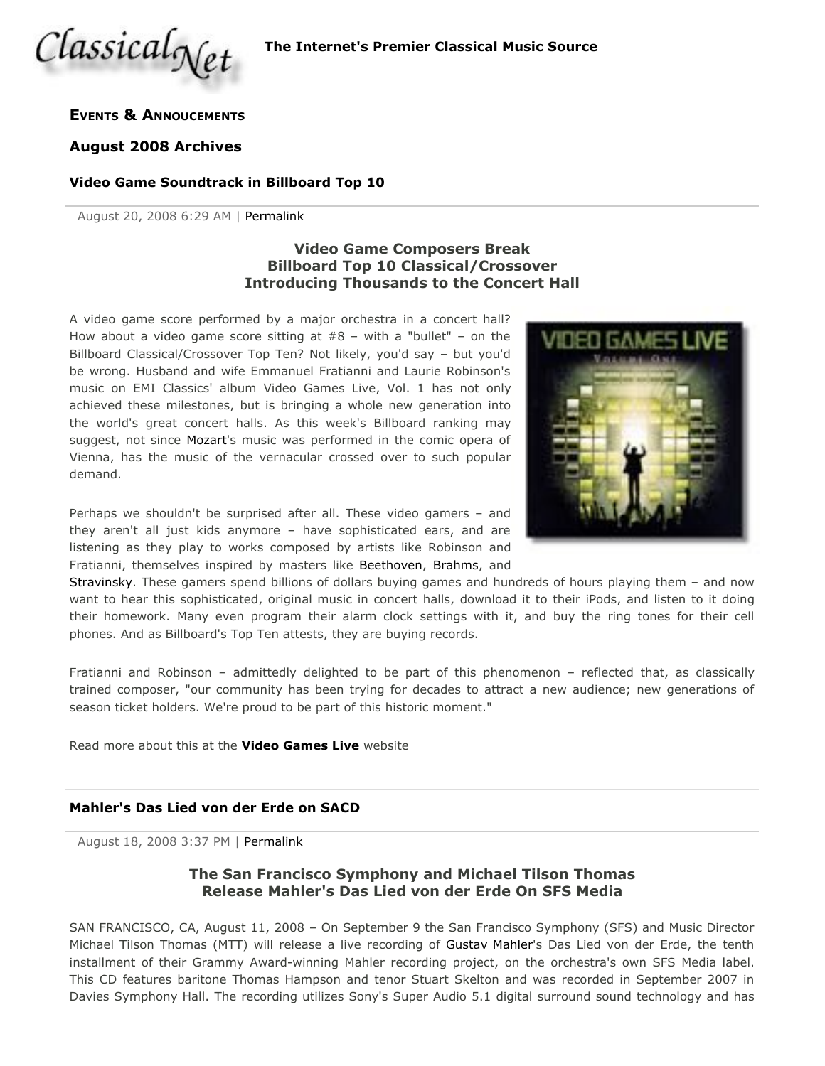The Internet's Premier Classical Music Source

## Events & Annoucements

### August 2008 Archives

### Video Game Soundtrack in Billboard Top 10

August 20, 2008 6:29 AM | Permalink

**Video Game Composers Break**
**Billboard Top 10 Classical/Crossover**
**Introducing Thousands to the Concert Hall**

A video game score performed by a major orchestra in a concert hall? How about a video game score sitting at #8 – with a "bullet" – on the Billboard Classical/Crossover Top Ten? Not likely, you'd say – but you'd be wrong. Husband and wife Emmanuel Fratianni and Laurie Robinson's music on EMI Classics' album Video Games Live, Vol. 1 has not only achieved these milestones, but is bringing a whole new generation into the world's great concert halls. As this week's Billboard ranking may suggest, not since Mozart's music was performed in the comic opera of Vienna, has the music of the vernacular crossed over to such popular demand.

Perhaps we shouldn't be surprised after all. These video gamers – and they aren't all just kids anymore – have sophisticated ears, and are listening as they play to works composed by artists like Robinson and Fratianni, themselves inspired by masters like Beethoven, Brahms, and Stravinsky. These gamers spend billions of dollars buying games and hundreds of hours playing them – and now want to hear this sophisticated, original music in concert halls, download it to their iPods, and listen to it doing their homework. Many even program their alarm clock settings with it, and buy the ring tones for their cell phones. And as Billboard's Top Ten attests, they are buying records.

Fratianni and Robinson – admittedly delighted to be part of this phenomenon – reflected that, as classically trained composer, "our community has been trying for decades to attract a new audience; new generations of season ticket holders. We're proud to be part of this historic moment."

Read more about this at the **Video Games Live** website

### Mahler's Das Lied von der Erde on SACD

August 18, 2008 3:37 PM | Permalink

**The San Francisco Symphony and Michael Tilson Thomas**
**Release Mahler's Das Lied von der Erde On SFS Media**

SAN FRANCISCO, CA, August 11, 2008 – On September 9 the San Francisco Symphony (SFS) and Music Director Michael Tilson Thomas (MTT) will release a live recording of Gustav Mahler's Das Lied von der Erde, the tenth installment of their Grammy Award-winning Mahler recording project, on the orchestra's own SFS Media label. This CD features baritone Thomas Hampson and tenor Stuart Skelton and was recorded in September 2007 in Davies Symphony Hall. The recording utilizes Sony's Super Audio 5.1 digital surround sound technology and has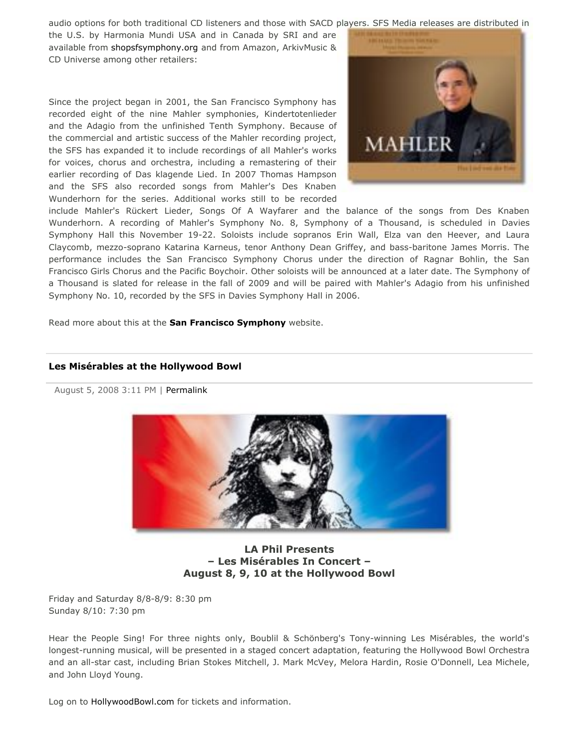audio options for both traditional CD listeners and those with SACD players. SFS Media releases are distributed in the U.S. by Harmonia Mundi USA and in Canada by SRI and are available from shopsfsymphony.org and from Amazon, ArkivMusic & CD Universe among other retailers:

Since the project began in 2001, the San Francisco Symphony has recorded eight of the nine Mahler symphonies, Kindertotenlieder and the Adagio from the unfinished Tenth Symphony. Because of the commercial and artistic success of the Mahler recording project, the SFS has expanded it to include recordings of all Mahler's works for voices, chorus and orchestra, including a remastering of their earlier recording of Das klagende Lied. In 2007 Thomas Hampson and the SFS also recorded songs from Mahler's Des Knaben Wunderhorn for the series. Additional works still to be recorded include Mahler's Rückert Lieder, Songs Of A Wayfarer and the balance of the songs from Des Knaben Wunderhorn. A recording of Mahler's Symphony No. 8, Symphony of a Thousand, is scheduled in Davies Symphony Hall this November 19-22. Soloists include sopranos Erin Wall, Elza van den Heever, and Laura Claycomb, mezzo-soprano Katarina Karneus, tenor Anthony Dean Griffey, and bass-baritone James Morris. The performance includes the San Francisco Symphony Chorus under the direction of Ragnar Bohlin, the San Francisco Girls Chorus and the Pacific Boychoir. Other soloists will be announced at a later date. The Symphony of a Thousand is slated for release in the fall of 2009 and will be paired with Mahler's Adagio from his unfinished Symphony No. 10, recorded by the SFS in Davies Symphony Hall in 2006.

Read more about this at the **San Francisco Symphony** website.

---

## Les Misérables at the Hollywood Bowl

August 5, 2008 3:11 PM | Permalink

**LA Phil Presents**
**– Les Misérables In Concert –**
**August 8, 9, 10 at the Hollywood Bowl**

Friday and Saturday 8/8-8/9: 8:30 pm
Sunday 8/10: 7:30 pm

Hear the People Sing! For three nights only, Boublil & Schönberg's Tony-winning Les Misérables, the world's longest-running musical, will be presented in a staged concert adaptation, featuring the Hollywood Bowl Orchestra and an all-star cast, including Brian Stokes Mitchell, J. Mark McVey, Melora Hardin, Rosie O'Donnell, Lea Michele, and John Lloyd Young.

Log on to HollywoodBowl.com for tickets and information.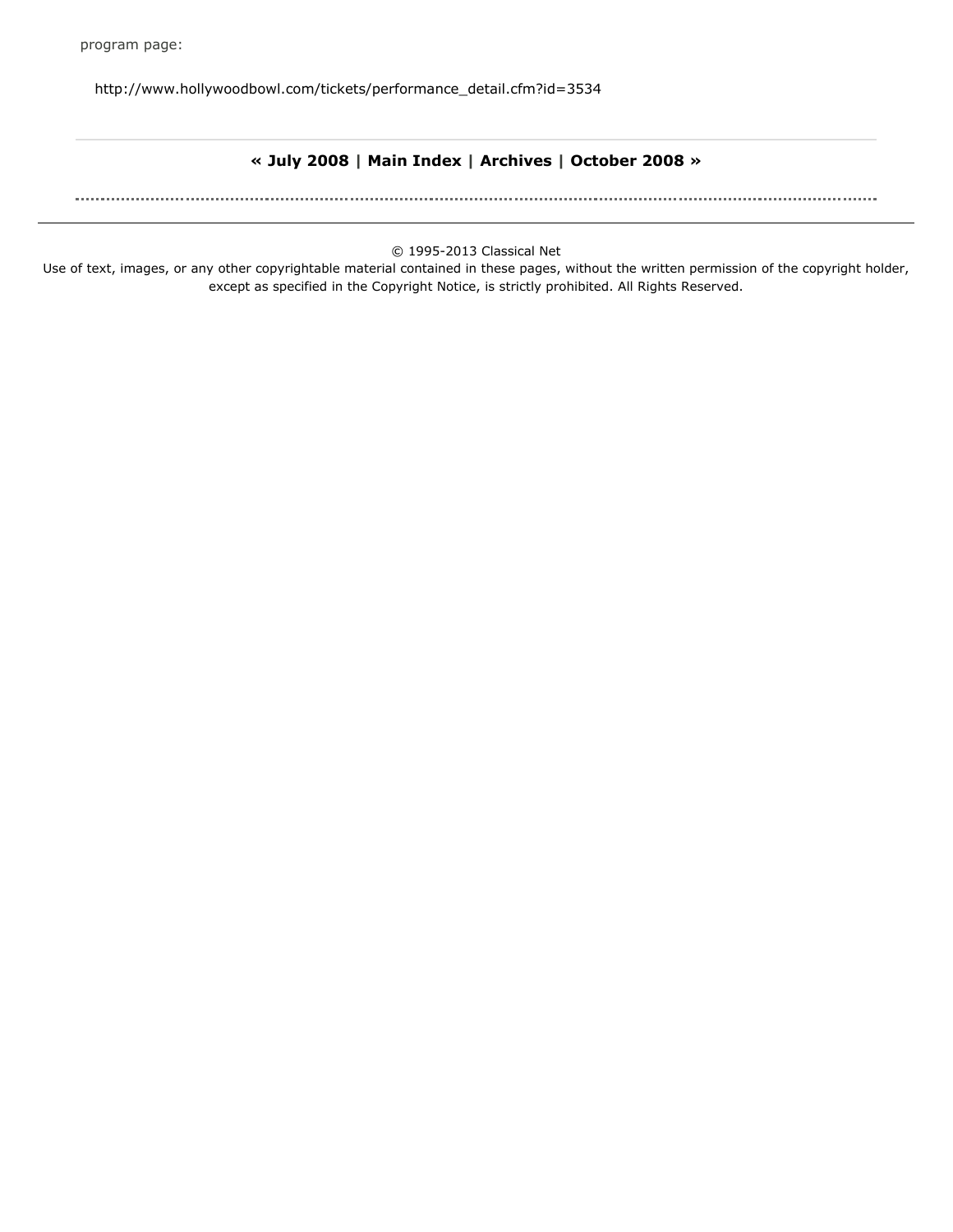program page:

http://www.hollywoodbowl.com/tickets/performance_detail.cfm?id=3534

---

**« July 2008 | Main Index | Archives | October 2008 »**

---

© 1995-2013 Classical Net

Use of text, images, or any other copyrightable material contained in these pages, without the written permission of the copyright holder, except as specified in the Copyright Notice, is strictly prohibited. All Rights Reserved.